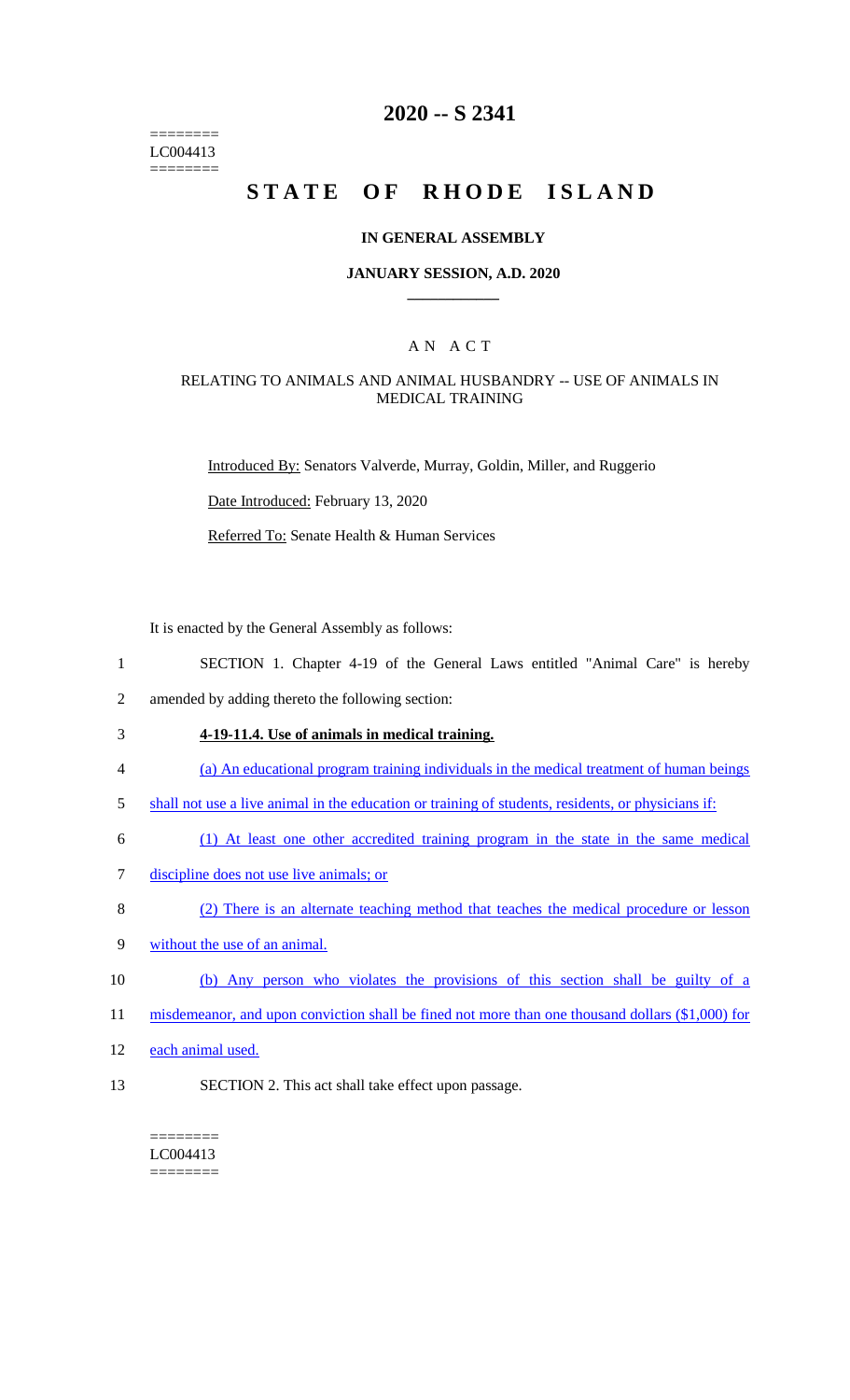========
LC004413
========

# 2020 -- S 2341

# STATE OF RHODE ISLAND

## IN GENERAL ASSEMBLY

### JANUARY SESSION, A.D. 2020

### A N A C T

RELATING TO ANIMALS AND ANIMAL HUSBANDRY -- USE OF ANIMALS IN MEDICAL TRAINING

Introduced By: Senators Valverde, Murray, Goldin, Miller, and Ruggerio

Date Introduced: February 13, 2020

Referred To: Senate Health & Human Services

It is enacted by the General Assembly as follows:

1 SECTION 1. Chapter 4-19 of the General Laws entitled "Animal Care" is hereby
2 amended by adding thereto the following section:

3 **4-19-11.4. Use of animals in medical training.**

4 (a) An educational program training individuals in the medical treatment of human beings
5 shall not use a live animal in the education or training of students, residents, or physicians if:

6 (1) At least one other accredited training program in the state in the same medical
7 discipline does not use live animals; or

8 (2) There is an alternate teaching method that teaches the medical procedure or lesson
9 without the use of an animal.

10 (b) Any person who violates the provisions of this section shall be guilty of a
11 misdemeanor, and upon conviction shall be fined not more than one thousand dollars ($1,000) for
12 each animal used.

13 SECTION 2. This act shall take effect upon passage.

========
LC004413
========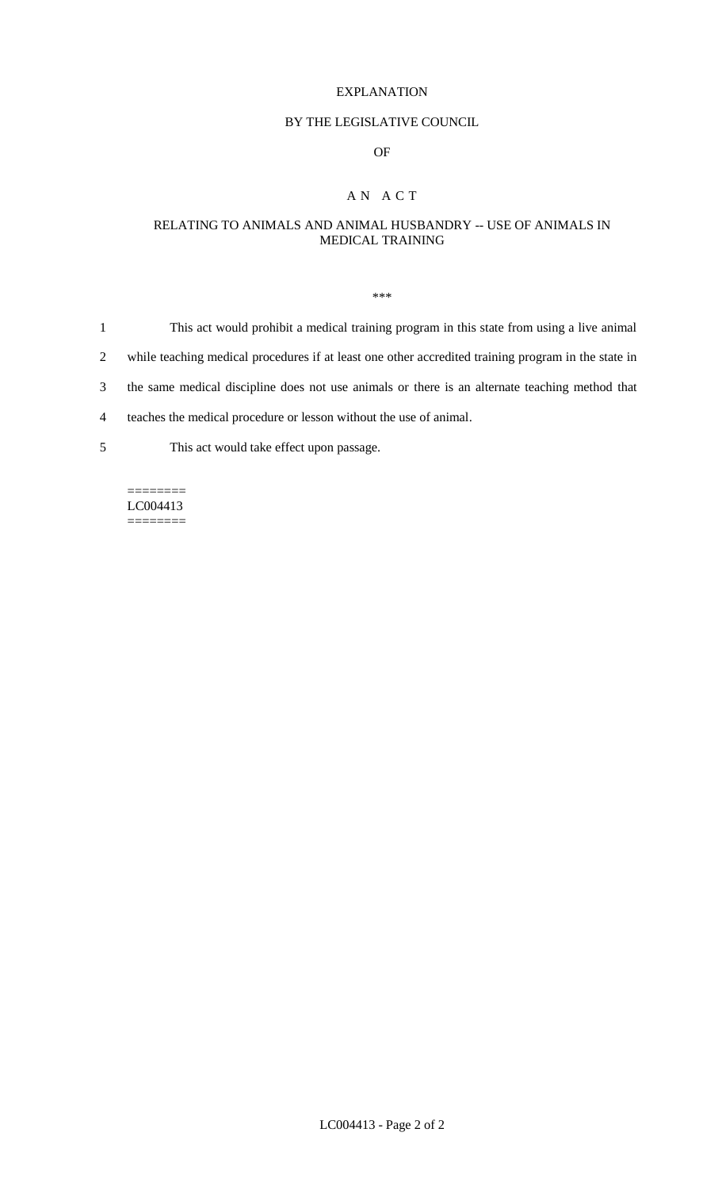EXPLANATION

BY THE LEGISLATIVE COUNCIL

OF

# A N A C T

## RELATING TO ANIMALS AND ANIMAL HUSBANDRY -- USE OF ANIMALS IN MEDICAL TRAINING

\*\*\*

1 This act would prohibit a medical training program in this state from using a live animal
2 while teaching medical procedures if at least one other accredited training program in the state in
3 the same medical discipline does not use animals or there is an alternate teaching method that
4 teaches the medical procedure or lesson without the use of animal.
5 This act would take effect upon passage.

========
LC004413
========